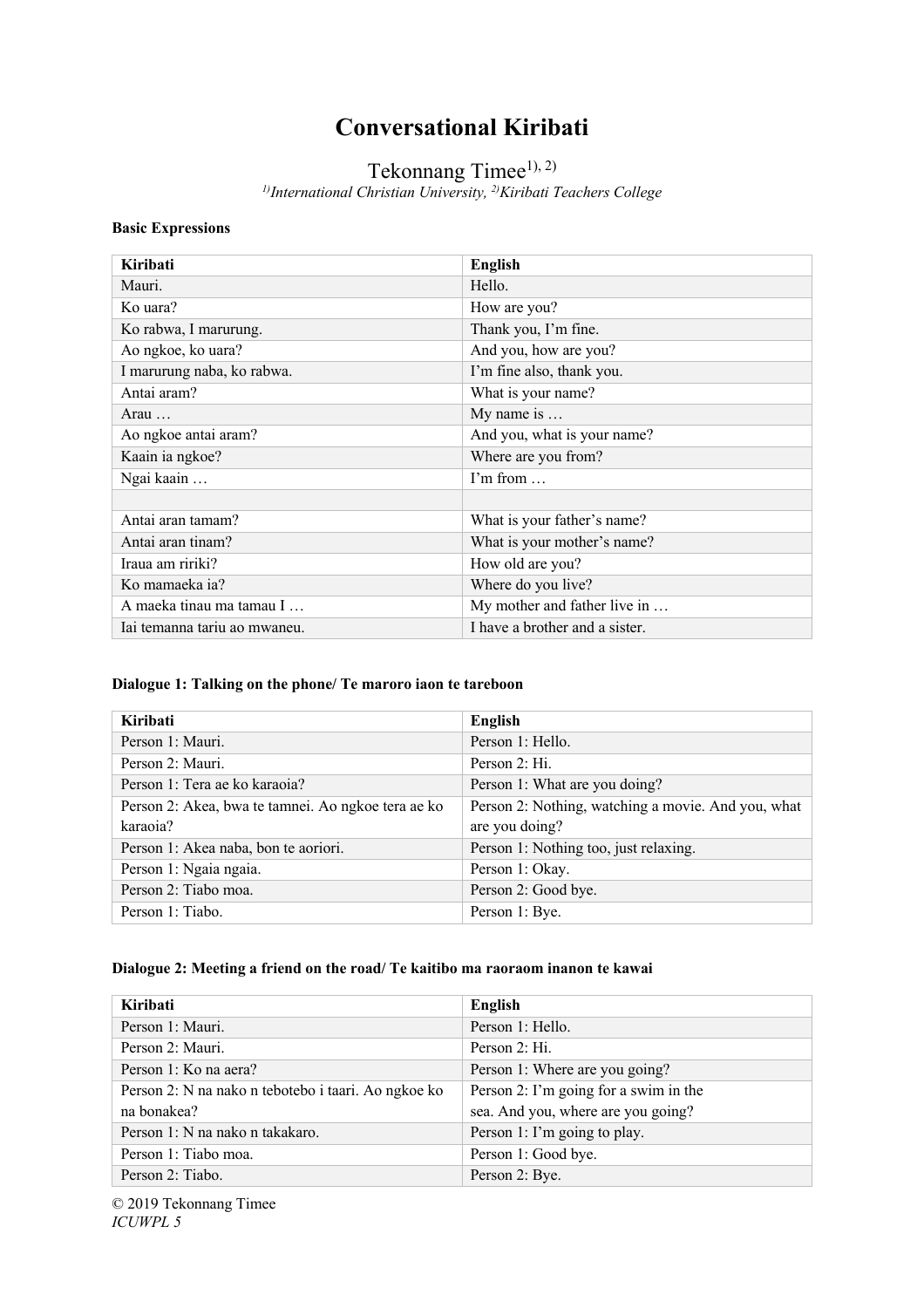# Conversational Kiribati

Tekonnang Timee[1), 2)]

*[1)]International Christian University, [2)]Kiribati Teachers College*

**Basic Expressions**

| Kiribati | English |
|---|---|
| Mauri. | Hello. |
| Ko uara? | How are you? |
| Ko rabwa, I marurung. | Thank you, I'm fine. |
| Ao ngkoe, ko uara? | And you, how are you? |
| I marurung naba, ko rabwa. | I'm fine also, thank you. |
| Antai aram? | What is your name? |
| Arau … | My name is … |
| Ao ngkoe antai aram? | And you, what is your name? |
| Kaain ia ngkoe? | Where are you from? |
| Ngai kaain … | I'm from … |
| | |
| Antai aran tamam? | What is your father's name? |
| Antai aran tinam? | What is your mother's name? |
| Iraua am ririki? | How old are you? |
| Ko mamaeka ia? | Where do you live? |
| A maeka tinau ma tamau I … | My mother and father live in … |
| Iai temanna tariu ao mwaneu. | I have a brother and a sister. |

**Dialogue 1: Talking on the phone/ Te maroro iaon te tareboon**

| Kiribati | English |
|---|---|
| Person 1: Mauri. | Person 1: Hello. |
| Person 2: Mauri. | Person 2: Hi. |
| Person 1: Tera ae ko karaoia? | Person 1: What are you doing? |
| Person 2: Akea, bwa te tamnei. Ao ngkoe tera ae ko karaoia? | Person 2: Nothing, watching a movie. And you, what are you doing? |
| Person 1: Akea naba, bon te aoriori. | Person 1: Nothing too, just relaxing. |
| Person 1: Ngaia ngaia. | Person 1: Okay. |
| Person 2: Tiabo moa. | Person 2: Good bye. |
| Person 1: Tiabo. | Person 1: Bye. |

**Dialogue 2: Meeting a friend on the road/ Te kaitibo ma raoraom inanon te kawai**

| Kiribati | English |
|---|---|
| Person 1: Mauri. | Person 1: Hello. |
| Person 2: Mauri. | Person 2: Hi. |
| Person 1: Ko na aera? | Person 1: Where are you going? |
| Person 2: N na nako n tebotebo i taari. Ao ngkoe ko na bonakea? | Person 2: I'm going for a swim in the sea. And you, where are you going? |
| Person 1: N na nako n takakaro. | Person 1: I'm going to play. |
| Person 1: Tiabo moa. | Person 1: Good bye. |
| Person 2: Tiabo. | Person 2: Bye. |

© 2019 Tekonnang Timee

*ICUWPL 5*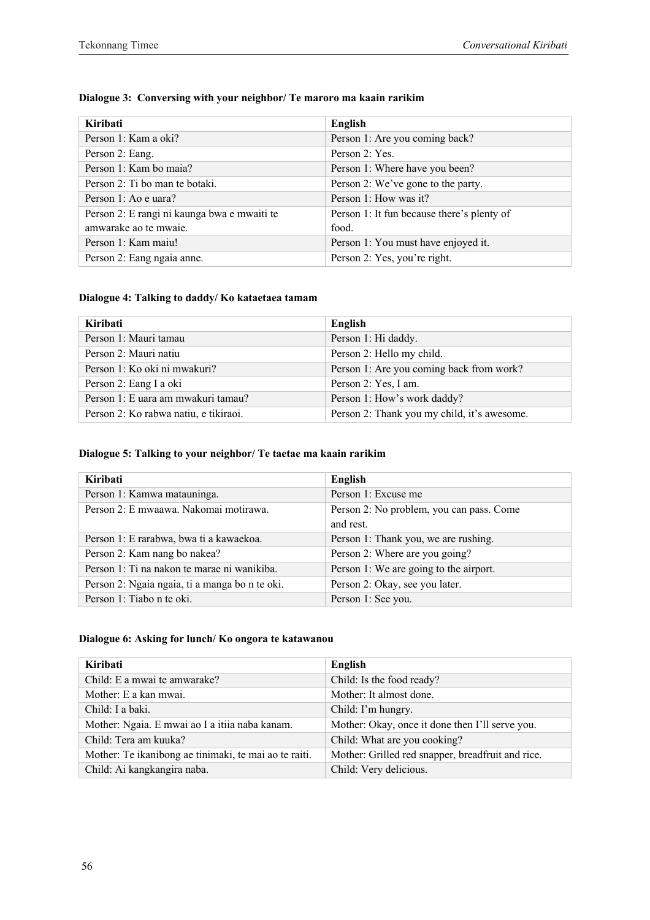**Dialogue 3: Conversing with your neighbor/ Te maroro ma kaain rarikim**

| Kiribati | English |
| --- | --- |
| Person 1: Kam a oki? | Person 1: Are you coming back? |
| Person 2: Eang. | Person 2: Yes. |
| Person 1: Kam bo maia? | Person 1: Where have you been? |
| Person 2: Ti bo man te botaki. | Person 2: We've gone to the party. |
| Person 1: Ao e uara? | Person 1: How was it? |
| Person 2: E rangi ni kaunga bwa e mwaiti te amwarake ao te mwaie. | Person 1: It fun because there's plenty of food. |
| Person 1: Kam maiu! | Person 1: You must have enjoyed it. |
| Person 2: Eang ngaia anne. | Person 2: Yes, you're right. |

**Dialogue 4: Talking to daddy/ Ko kataetaea tamam**

| Kiribati | English |
| --- | --- |
| Person 1: Mauri tamau | Person 1: Hi daddy. |
| Person 2: Mauri natiu | Person 2: Hello my child. |
| Person 1: Ko oki ni mwakuri? | Person 1: Are you coming back from work? |
| Person 2: Eang I a oki | Person 2: Yes, I am. |
| Person 1: E uara am mwakuri tamau? | Person 1: How's work daddy? |
| Person 2: Ko rabwa natiu, e tikiraoi. | Person 2: Thank you my child, it's awesome. |

**Dialogue 5: Talking to your neighbor/ Te taetae ma kaain rarikim**

| Kiribati | English |
| --- | --- |
| Person 1: Kamwa matauninga. | Person 1: Excuse me |
| Person 2: E mwaawa. Nakomai motirawa. | Person 2: No problem, you can pass. Come and rest. |
| Person 1: E rarabwa, bwa ti a kawaekoa. | Person 1: Thank you, we are rushing. |
| Person 2: Kam nang bo nakea? | Person 2: Where are you going? |
| Person 1: Ti na nakon te marae ni wanikiba. | Person 1: We are going to the airport. |
| Person 2: Ngaia ngaia, ti a manga bo n te oki. | Person 2: Okay, see you later. |
| Person 1: Tiabo n te oki. | Person 1: See you. |

**Dialogue 6: Asking for lunch/ Ko ongora te katawanou**

| Kiribati | English |
| --- | --- |
| Child: E a mwai te amwarake? | Child: Is the food ready? |
| Mother: E a kan mwai. | Mother: It almost done. |
| Child: I a baki. | Child: I'm hungry. |
| Mother: Ngaia. E mwai ao I a itiia naba kanam. | Mother: Okay, once it done then I'll serve you. |
| Child: Tera am kuuka? | Child: What are you cooking? |
| Mother: Te ikanibong ae tinimaki, te mai ao te raiti. | Mother: Grilled red snapper, breadfruit and rice. |
| Child: Ai kangkangira naba. | Child: Very delicious. |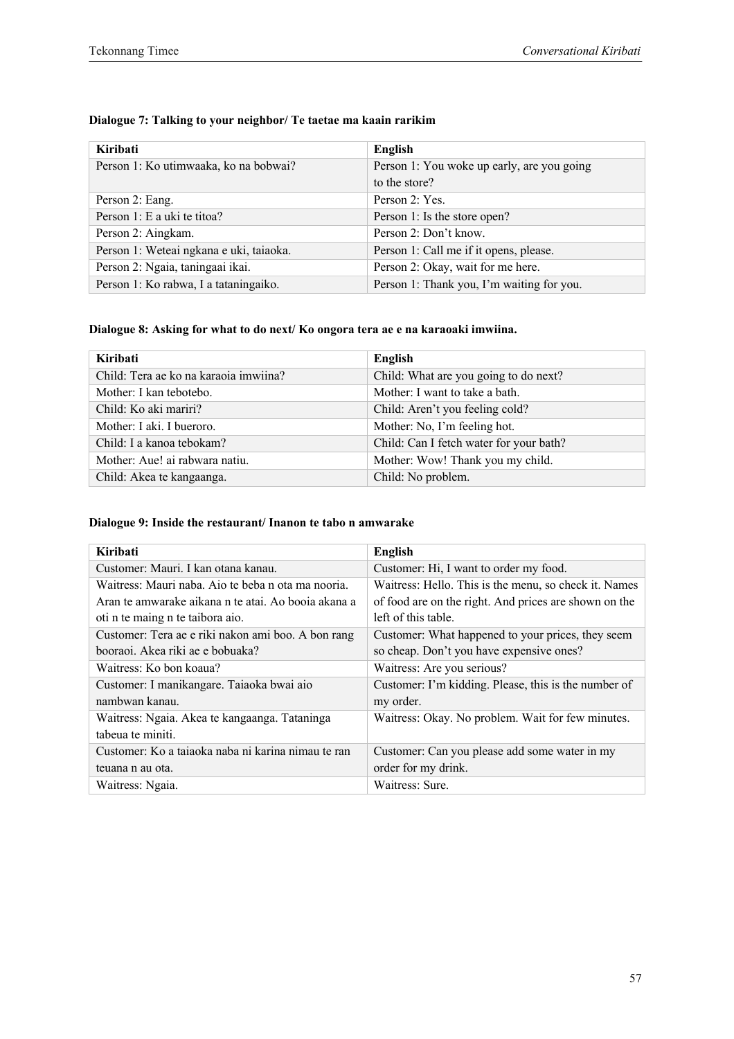**Dialogue 7: Talking to your neighbor/ Te taetae ma kaain rarikim**

| Kiribati | English |
|---|---|
| Person 1: Ko utimwaaka, ko na bobwai? | Person 1: You woke up early, are you going to the store? |
| Person 2: Eang. | Person 2: Yes. |
| Person 1: E a uki te titoa? | Person 1: Is the store open? |
| Person 2: Aingkam. | Person 2: Don't know. |
| Person 1: Weteai ngkana e uki, taiaoka. | Person 1: Call me if it opens, please. |
| Person 2: Ngaia, taningaai ikai. | Person 2: Okay, wait for me here. |
| Person 1: Ko rabwa, I a tataningaiko. | Person 1: Thank you, I'm waiting for you. |

**Dialogue 8: Asking for what to do next/ Ko ongora tera ae e na karaoaki imwiina.**

| Kiribati | English |
|---|---|
| Child: Tera ae ko na karaoia imwiina? | Child: What are you going to do next? |
| Mother: I kan tebotebo. | Mother: I want to take a bath. |
| Child: Ko aki mariri? | Child: Aren't you feeling cold? |
| Mother: I aki. I bueroro. | Mother: No, I'm feeling hot. |
| Child: I a kanoa tebokam? | Child: Can I fetch water for your bath? |
| Mother: Aue! ai rabwara natiu. | Mother: Wow! Thank you my child. |
| Child: Akea te kangaanga. | Child: No problem. |

**Dialogue 9: Inside the restaurant/ Inanon te tabo n amwarake**

| Kiribati | English |
|---|---|
| Customer: Mauri. I kan otana kanau. | Customer: Hi, I want to order my food. |
| Waitress: Mauri naba. Aio te beba n ota ma nooria. Aran te amwarake aikana n te atai. Ao booia akana a oti n te maing n te taibora aio. | Waitress: Hello. This is the menu, so check it. Names of food are on the right. And prices are shown on the left of this table. |
| Customer: Tera ae e riki nakon ami boo. A bon rang booraoi. Akea riki ae e bobuaka? | Customer: What happened to your prices, they seem so cheap. Don't you have expensive ones? |
| Waitress: Ko bon koaua? | Waitress: Are you serious? |
| Customer: I manikangare. Taiaoka bwai aio nambwan kanau. | Customer: I'm kidding. Please, this is the number of my order. |
| Waitress: Ngaia. Akea te kangaanga. Tataninga tabeua te miniti. | Waitress: Okay. No problem. Wait for few minutes. |
| Customer: Ko a taiaoka naba ni karina nimau te ran teuana n au ota. | Customer: Can you please add some water in my order for my drink. |
| Waitress: Ngaia. | Waitress: Sure. |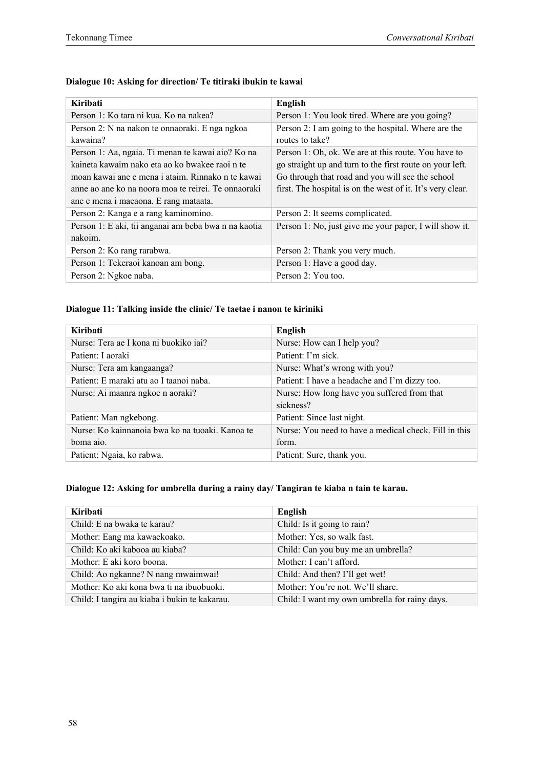**Dialogue 10: Asking for direction/ Te titiraki ibukin te kawai**

| Kiribati | English |
|---|---|
| Person 1: Ko tara ni kua. Ko na nakea? | Person 1: You look tired. Where are you going? |
| Person 2: N na nakon te onnaoraki. E nga ngkoa kawaina? | Person 2: I am going to the hospital. Where are the routes to take? |
| Person 1: Aa, ngaia. Ti menan te kawai aio? Ko na kaineta kawaim nako eta ao ko bwakee raoi n te moan kawai ane e mena i ataim. Rinnako n te kawai anne ao ane ko na noora moa te reirei. Te onnaoraki ane e mena i maeaona. E rang mataata. | Person 1: Oh, ok. We are at this route. You have to go straight up and turn to the first route on your left. Go through that road and you will see the school first. The hospital is on the west of it. It's very clear. |
| Person 2: Kanga e a rang kaminomino. | Person 2: It seems complicated. |
| Person 1: E aki, tii anganai am beba bwa n na kaotia nakoim. | Person 1: No, just give me your paper, I will show it. |
| Person 2: Ko rang rarabwa. | Person 2: Thank you very much. |
| Person 1: Tekeraoi kanoan am bong. | Person 1: Have a good day. |
| Person 2: Ngkoe naba. | Person 2: You too. |

**Dialogue 11: Talking inside the clinic/ Te taetae i nanon te kiriniki**

| Kiribati | English |
|---|---|
| Nurse: Tera ae I kona ni buokiko iai? | Nurse: How can I help you? |
| Patient: I aoraki | Patient: I'm sick. |
| Nurse: Tera am kangaanga? | Nurse: What's wrong with you? |
| Patient: E maraki atu ao I taanoi naba. | Patient: I have a headache and I'm dizzy too. |
| Nurse: Ai maanra ngkoe n aoraki? | Nurse: How long have you suffered from that sickness? |
| Patient: Man ngkebong. | Patient: Since last night. |
| Nurse: Ko kainnanoia bwa ko na tuoaki. Kanoa te boma aio. | Nurse: You need to have a medical check. Fill in this form. |
| Patient: Ngaia, ko rabwa. | Patient: Sure, thank you. |

**Dialogue 12: Asking for umbrella during a rainy day/ Tangiran te kiaba n tain te karau.**

| Kiribati | English |
|---|---|
| Child: E na bwaka te karau? | Child: Is it going to rain? |
| Mother: Eang ma kawaekoako. | Mother: Yes, so walk fast. |
| Child: Ko aki kabooa au kiaba? | Child: Can you buy me an umbrella? |
| Mother: E aki koro boona. | Mother: I can't afford. |
| Child: Ao ngkanne? N nang mwaimwai! | Child: And then? I'll get wet! |
| Mother: Ko aki kona bwa ti na ibuobuoki. | Mother: You're not. We'll share. |
| Child: I tangira au kiaba i bukin te kakarau. | Child: I want my own umbrella for rainy days. |